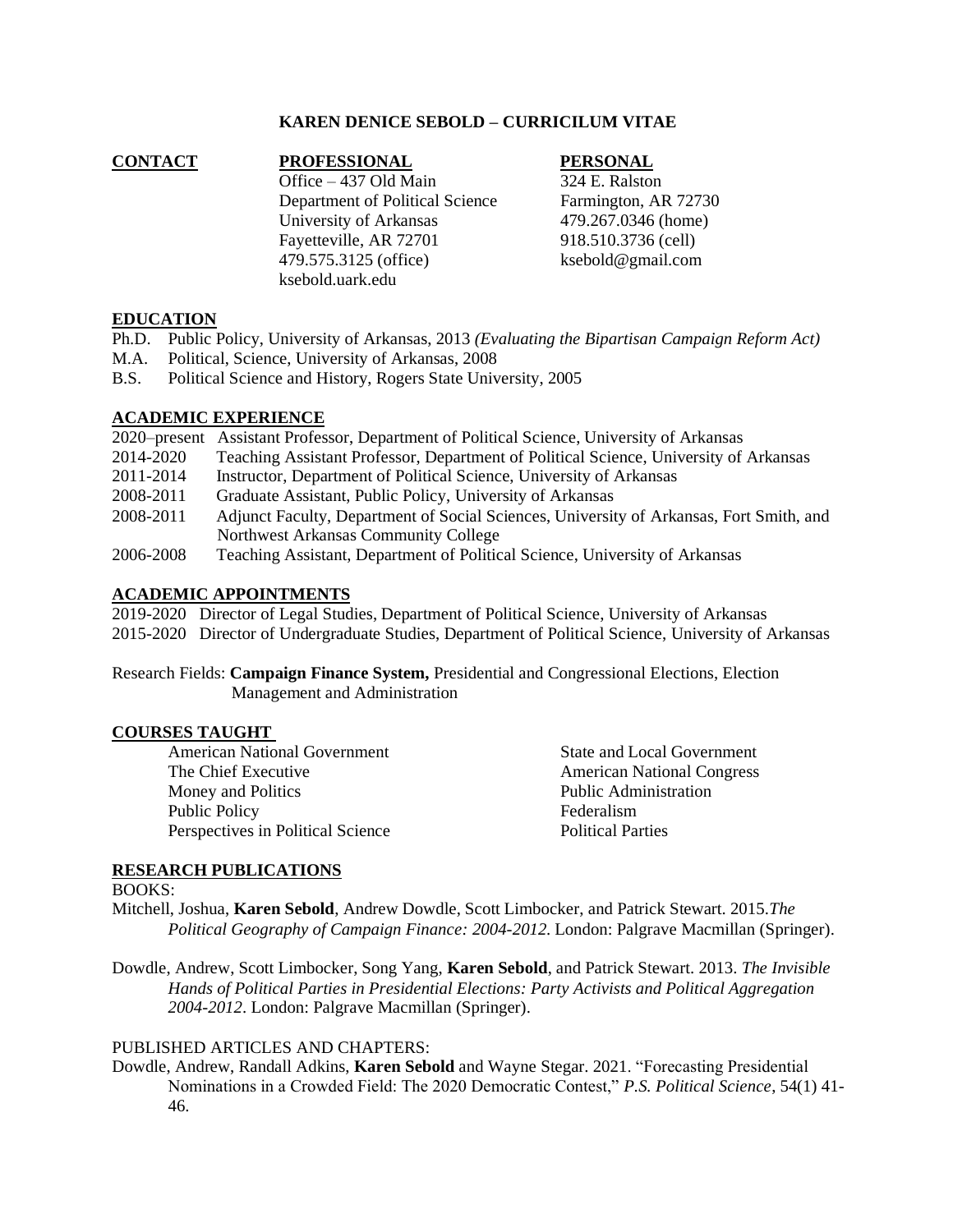# KAREN DENICE SEBOLD – CURRICILUM VITAE

**CONTACT**

**PROFESSIONAL**

Office – 437 Old Main
Department of Political Science
University of Arkansas
Fayetteville, AR 72701
479.575.3125 (office)
ksebold.uark.edu

**PERSONAL**

324 E. Ralston
Farmington, AR 72730
479.267.0346 (home)
918.510.3736 (cell)
ksebold@gmail.com

## EDUCATION

Ph.D. Public Policy, University of Arkansas, 2013 *(Evaluating the Bipartisan Campaign Reform Act)*
M.A. Political, Science, University of Arkansas, 2008
B.S. Political Science and History, Rogers State University, 2005

## ACADEMIC EXPERIENCE

2020–present Assistant Professor, Department of Political Science, University of Arkansas
2014-2020 Teaching Assistant Professor, Department of Political Science, University of Arkansas
2011-2014 Instructor, Department of Political Science, University of Arkansas
2008-2011 Graduate Assistant, Public Policy, University of Arkansas
2008-2011 Adjunct Faculty, Department of Social Sciences, University of Arkansas, Fort Smith, and Northwest Arkansas Community College
2006-2008 Teaching Assistant, Department of Political Science, University of Arkansas

## ACADEMIC APPOINTMENTS

2019-2020 Director of Legal Studies, Department of Political Science, University of Arkansas
2015-2020 Director of Undergraduate Studies, Department of Political Science, University of Arkansas

Research Fields: **Campaign Finance System,** Presidential and Congressional Elections, Election Management and Administration

## COURSES TAUGHT

American National Government
The Chief Executive
Money and Politics
Public Policy
Perspectives in Political Science
State and Local Government
American National Congress
Public Administration
Federalism
Political Parties

## RESEARCH PUBLICATIONS

BOOKS:

Mitchell, Joshua, **Karen Sebold**, Andrew Dowdle, Scott Limbocker, and Patrick Stewart. 2015.*The Political Geography of Campaign Finance: 2004-2012*. London: Palgrave Macmillan (Springer).

Dowdle, Andrew, Scott Limbocker, Song Yang, **Karen Sebold**, and Patrick Stewart. 2013. *The Invisible Hands of Political Parties in Presidential Elections: Party Activists and Political Aggregation 2004-2012*. London: Palgrave Macmillan (Springer).

PUBLISHED ARTICLES AND CHAPTERS:

Dowdle, Andrew, Randall Adkins, **Karen Sebold** and Wayne Stegar. 2021. "Forecasting Presidential Nominations in a Crowded Field: The 2020 Democratic Contest," *P.S. Political Science*, 54(1) 41-46.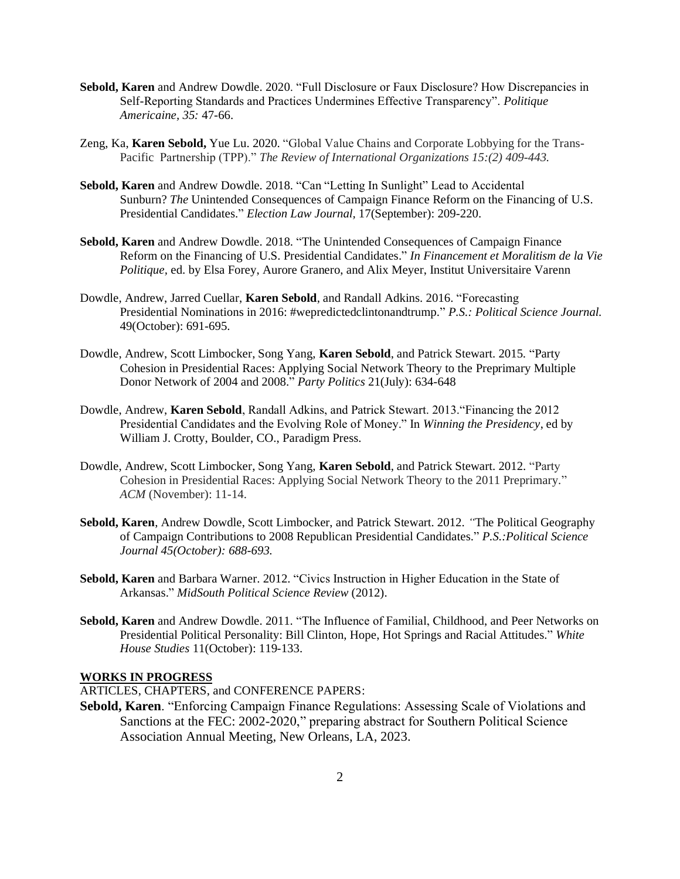**Sebold, Karen** and Andrew Dowdle. 2020. "Full Disclosure or Faux Disclosure? How Discrepancies in Self-Reporting Standards and Practices Undermines Effective Transparency". *Politique Americaine, 35:* 47-66.

Zeng, Ka, **Karen Sebold,** Yue Lu. 2020. "Global Value Chains and Corporate Lobbying for the Trans-Pacific Partnership (TPP)." *The Review of International Organizations 15:(2) 409-443.*

**Sebold, Karen** and Andrew Dowdle. 2018. "Can "Letting In Sunlight" Lead to Accidental Sunburn? *The* Unintended Consequences of Campaign Finance Reform on the Financing of U.S. Presidential Candidates." *Election Law Journal*, 17(September): 209-220.

**Sebold, Karen** and Andrew Dowdle. 2018. "The Unintended Consequences of Campaign Finance Reform on the Financing of U.S. Presidential Candidates." *In Financement et Moralitism de la Vie Politique*, ed. by Elsa Forey, Aurore Granero, and Alix Meyer, Institut Universitaire Varenn

Dowdle, Andrew, Jarred Cuellar, **Karen Sebold**, and Randall Adkins. 2016. "Forecasting Presidential Nominations in 2016: #wepredictedclintonandtrump." *P.S.: Political Science Journal.* 49(October): 691-695.

Dowdle, Andrew, Scott Limbocker, Song Yang, **Karen Sebold**, and Patrick Stewart. 2015. "Party Cohesion in Presidential Races: Applying Social Network Theory to the Preprimary Multiple Donor Network of 2004 and 2008." *Party Politics* 21(July): 634-648

Dowdle, Andrew, **Karen Sebold**, Randall Adkins, and Patrick Stewart. 2013."Financing the 2012 Presidential Candidates and the Evolving Role of Money." In *Winning the Presidency*, ed by William J. Crotty, Boulder, CO., Paradigm Press.

Dowdle, Andrew, Scott Limbocker, Song Yang, **Karen Sebold**, and Patrick Stewart. 2012. "Party Cohesion in Presidential Races: Applying Social Network Theory to the 2011 Preprimary." *ACM* (November): 11-14.

**Sebold, Karen**, Andrew Dowdle, Scott Limbocker, and Patrick Stewart. 2012. "The Political Geography of Campaign Contributions to 2008 Republican Presidential Candidates." *P.S.:Political Science Journal 45(October): 688-693.*

**Sebold, Karen** and Barbara Warner. 2012. "Civics Instruction in Higher Education in the State of Arkansas." *MidSouth Political Science Review* (2012).

**Sebold, Karen** and Andrew Dowdle. 2011. "The Influence of Familial, Childhood, and Peer Networks on Presidential Political Personality: Bill Clinton, Hope, Hot Springs and Racial Attitudes." *White House Studies* 11(October): 119-133.

**WORKS IN PROGRESS**

ARTICLES, CHAPTERS, and CONFERENCE PAPERS:

**Sebold, Karen**. "Enforcing Campaign Finance Regulations: Assessing Scale of Violations and Sanctions at the FEC: 2002-2020," preparing abstract for Southern Political Science Association Annual Meeting, New Orleans, LA, 2023.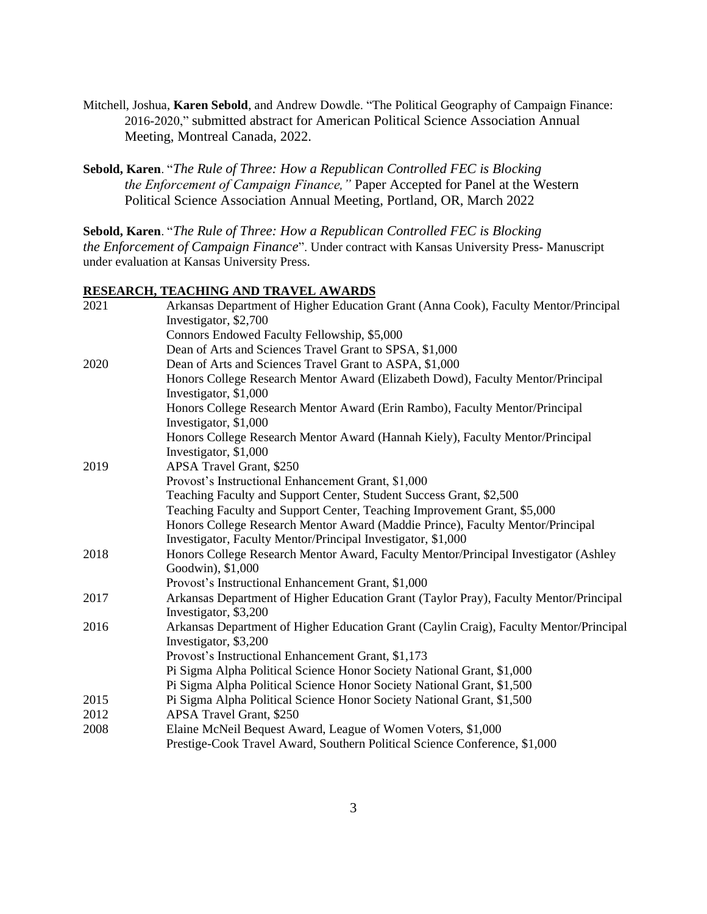Mitchell, Joshua, **Karen Sebold**, and Andrew Dowdle. "The Political Geography of Campaign Finance: 2016-2020," submitted abstract for American Political Science Association Annual Meeting, Montreal Canada, 2022.

**Sebold, Karen**. "*The Rule of Three: How a Republican Controlled FEC is Blocking the Enforcement of Campaign Finance,"* Paper Accepted for Panel at the Western Political Science Association Annual Meeting, Portland, OR, March 2022

**Sebold, Karen**. "*The Rule of Three: How a Republican Controlled FEC is Blocking the Enforcement of Campaign Finance*". Under contract with Kansas University Press- Manuscript under evaluation at Kansas University Press.

## RESEARCH, TEACHING AND TRAVEL AWARDS

| | |
|---|---|
| 2021 | Arkansas Department of Higher Education Grant (Anna Cook), Faculty Mentor/Principal Investigator, $2,700 |
| | Connors Endowed Faculty Fellowship, $5,000 |
| | Dean of Arts and Sciences Travel Grant to SPSA, $1,000 |
| 2020 | Dean of Arts and Sciences Travel Grant to ASPA, $1,000 |
| | Honors College Research Mentor Award (Elizabeth Dowd), Faculty Mentor/Principal Investigator, $1,000 |
| | Honors College Research Mentor Award (Erin Rambo), Faculty Mentor/Principal Investigator, $1,000 |
| | Honors College Research Mentor Award (Hannah Kiely), Faculty Mentor/Principal Investigator, $1,000 |
| 2019 | APSA Travel Grant, $250 |
| | Provost's Instructional Enhancement Grant, $1,000 |
| | Teaching Faculty and Support Center, Student Success Grant, $2,500 |
| | Teaching Faculty and Support Center, Teaching Improvement Grant, $5,000 |
| | Honors College Research Mentor Award (Maddie Prince), Faculty Mentor/Principal Investigator, Faculty Mentor/Principal Investigator, $1,000 |
| 2018 | Honors College Research Mentor Award, Faculty Mentor/Principal Investigator (Ashley Goodwin), $1,000 |
| | Provost's Instructional Enhancement Grant, $1,000 |
| 2017 | Arkansas Department of Higher Education Grant (Taylor Pray), Faculty Mentor/Principal Investigator, $3,200 |
| 2016 | Arkansas Department of Higher Education Grant (Caylin Craig), Faculty Mentor/Principal Investigator, $3,200 |
| | Provost's Instructional Enhancement Grant, $1,173 |
| | Pi Sigma Alpha Political Science Honor Society National Grant, $1,000 |
| | Pi Sigma Alpha Political Science Honor Society National Grant, $1,500 |
| 2015 | Pi Sigma Alpha Political Science Honor Society National Grant, $1,500 |
| 2012 | APSA Travel Grant, $250 |
| 2008 | Elaine McNeil Bequest Award, League of Women Voters, $1,000 |
| | Prestige-Cook Travel Award, Southern Political Science Conference, $1,000 |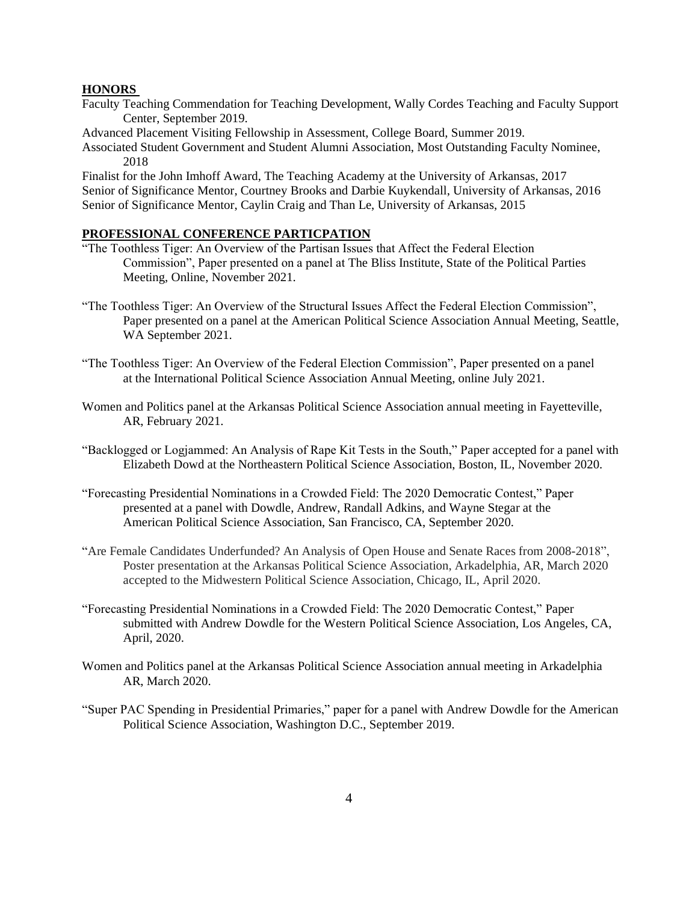## HONORS

Faculty Teaching Commendation for Teaching Development, Wally Cordes Teaching and Faculty Support Center, September 2019.

Advanced Placement Visiting Fellowship in Assessment, College Board, Summer 2019.

Associated Student Government and Student Alumni Association, Most Outstanding Faculty Nominee, 2018

Finalist for the John Imhoff Award, The Teaching Academy at the University of Arkansas, 2017

Senior of Significance Mentor, Courtney Brooks and Darbie Kuykendall, University of Arkansas, 2016

Senior of Significance Mentor, Caylin Craig and Than Le, University of Arkansas, 2015

## PROFESSIONAL CONFERENCE PARTICPATION

"The Toothless Tiger: An Overview of the Partisan Issues that Affect the Federal Election Commission", Paper presented on a panel at The Bliss Institute, State of the Political Parties Meeting, Online, November 2021.

"The Toothless Tiger: An Overview of the Structural Issues Affect the Federal Election Commission", Paper presented on a panel at the American Political Science Association Annual Meeting, Seattle, WA September 2021.

"The Toothless Tiger: An Overview of the Federal Election Commission", Paper presented on a panel at the International Political Science Association Annual Meeting, online July 2021.

Women and Politics panel at the Arkansas Political Science Association annual meeting in Fayetteville, AR, February 2021.

"Backlogged or Logjammed: An Analysis of Rape Kit Tests in the South," Paper accepted for a panel with Elizabeth Dowd at the Northeastern Political Science Association, Boston, IL, November 2020.

"Forecasting Presidential Nominations in a Crowded Field: The 2020 Democratic Contest," Paper presented at a panel with Dowdle, Andrew, Randall Adkins, and Wayne Stegar at the American Political Science Association, San Francisco, CA, September 2020.

"Are Female Candidates Underfunded? An Analysis of Open House and Senate Races from 2008-2018", Poster presentation at the Arkansas Political Science Association, Arkadelphia, AR, March 2020 accepted to the Midwestern Political Science Association, Chicago, IL, April 2020.

"Forecasting Presidential Nominations in a Crowded Field: The 2020 Democratic Contest," Paper submitted with Andrew Dowdle for the Western Political Science Association, Los Angeles, CA, April, 2020.

Women and Politics panel at the Arkansas Political Science Association annual meeting in Arkadelphia AR, March 2020.

"Super PAC Spending in Presidential Primaries," paper for a panel with Andrew Dowdle for the American Political Science Association, Washington D.C., September 2019.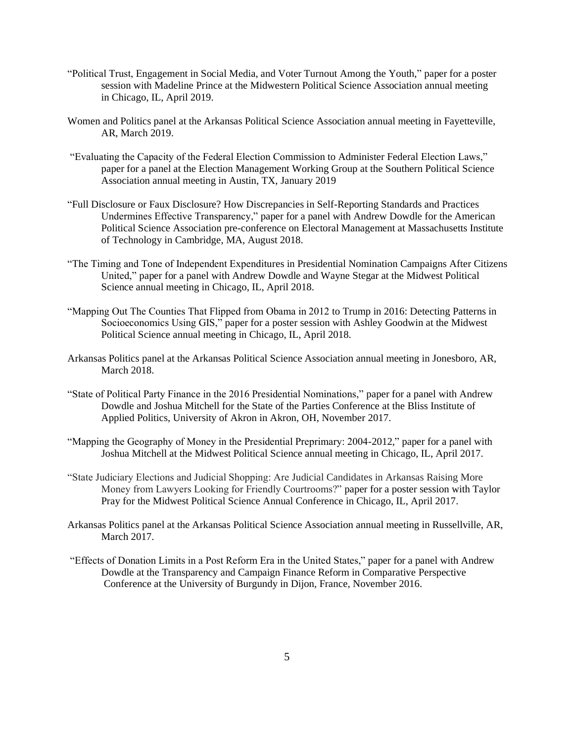"Political Trust, Engagement in Social Media, and Voter Turnout Among the Youth," paper for a poster session with Madeline Prince at the Midwestern Political Science Association annual meeting in Chicago, IL, April 2019.

Women and Politics panel at the Arkansas Political Science Association annual meeting in Fayetteville, AR, March 2019.

"Evaluating the Capacity of the Federal Election Commission to Administer Federal Election Laws," paper for a panel at the Election Management Working Group at the Southern Political Science Association annual meeting in Austin, TX, January 2019

"Full Disclosure or Faux Disclosure? How Discrepancies in Self-Reporting Standards and Practices Undermines Effective Transparency," paper for a panel with Andrew Dowdle for the American Political Science Association pre-conference on Electoral Management at Massachusetts Institute of Technology in Cambridge, MA, August 2018.

"The Timing and Tone of Independent Expenditures in Presidential Nomination Campaigns After Citizens United," paper for a panel with Andrew Dowdle and Wayne Stegar at the Midwest Political Science annual meeting in Chicago, IL, April 2018.

"Mapping Out The Counties That Flipped from Obama in 2012 to Trump in 2016: Detecting Patterns in Socioeconomics Using GIS," paper for a poster session with Ashley Goodwin at the Midwest Political Science annual meeting in Chicago, IL, April 2018.

Arkansas Politics panel at the Arkansas Political Science Association annual meeting in Jonesboro, AR, March 2018.

"State of Political Party Finance in the 2016 Presidential Nominations," paper for a panel with Andrew Dowdle and Joshua Mitchell for the State of the Parties Conference at the Bliss Institute of Applied Politics, University of Akron in Akron, OH, November 2017.

"Mapping the Geography of Money in the Presidential Preprimary: 2004-2012," paper for a panel with Joshua Mitchell at the Midwest Political Science annual meeting in Chicago, IL, April 2017.

"State Judiciary Elections and Judicial Shopping: Are Judicial Candidates in Arkansas Raising More Money from Lawyers Looking for Friendly Courtrooms?" paper for a poster session with Taylor Pray for the Midwest Political Science Annual Conference in Chicago, IL, April 2017.

Arkansas Politics panel at the Arkansas Political Science Association annual meeting in Russellville, AR, March 2017.

"Effects of Donation Limits in a Post Reform Era in the United States," paper for a panel with Andrew Dowdle at the Transparency and Campaign Finance Reform in Comparative Perspective Conference at the University of Burgundy in Dijon, France, November 2016.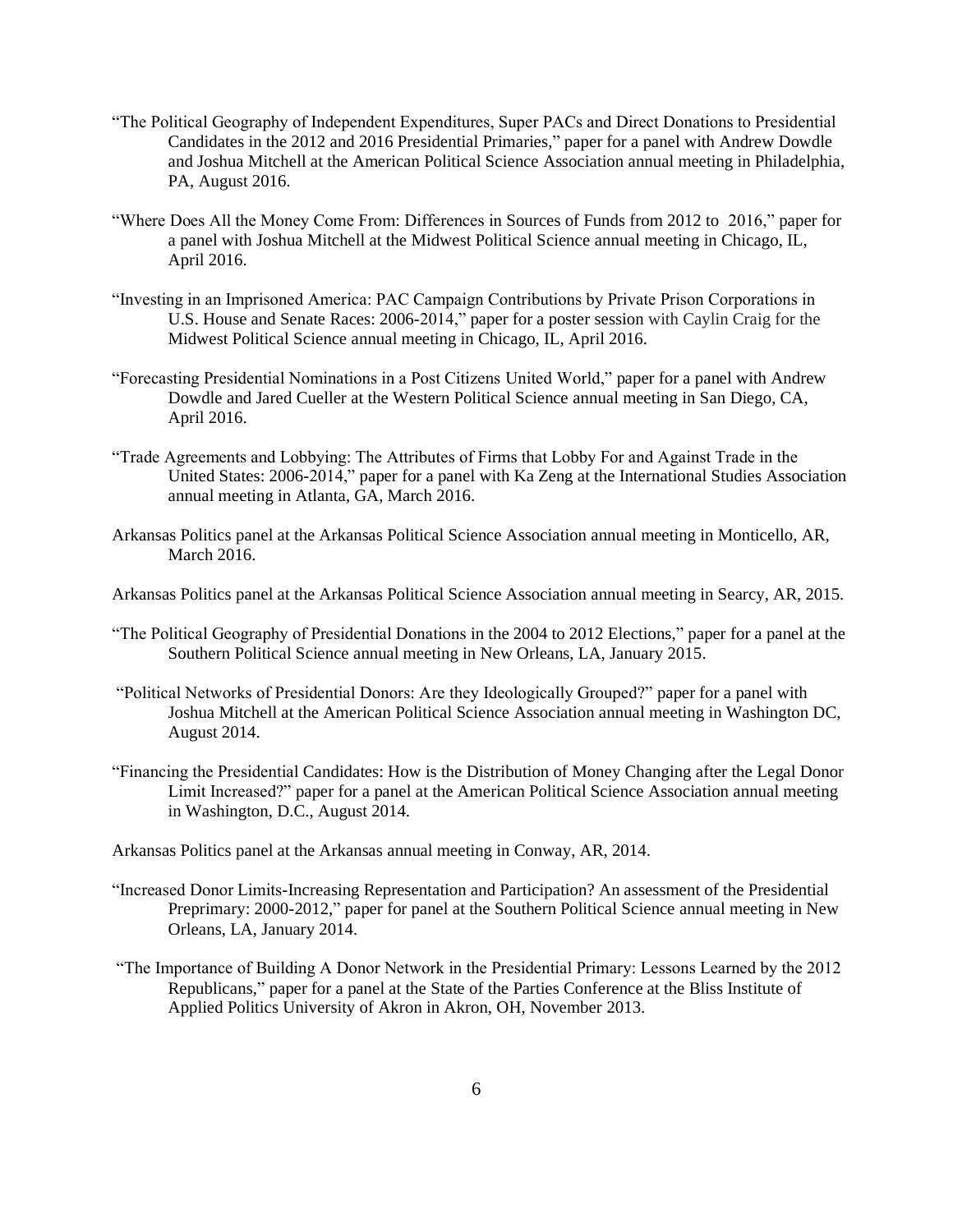"The Political Geography of Independent Expenditures, Super PACs and Direct Donations to Presidential Candidates in the 2012 and 2016 Presidential Primaries," paper for a panel with Andrew Dowdle and Joshua Mitchell at the American Political Science Association annual meeting in Philadelphia, PA, August 2016.

"Where Does All the Money Come From: Differences in Sources of Funds from 2012 to 2016," paper for a panel with Joshua Mitchell at the Midwest Political Science annual meeting in Chicago, IL, April 2016.

"Investing in an Imprisoned America: PAC Campaign Contributions by Private Prison Corporations in U.S. House and Senate Races: 2006-2014," paper for a poster session with Caylin Craig for the Midwest Political Science annual meeting in Chicago, IL, April 2016.

"Forecasting Presidential Nominations in a Post Citizens United World," paper for a panel with Andrew Dowdle and Jared Cueller at the Western Political Science annual meeting in San Diego, CA, April 2016.

"Trade Agreements and Lobbying: The Attributes of Firms that Lobby For and Against Trade in the United States: 2006-2014," paper for a panel with Ka Zeng at the International Studies Association annual meeting in Atlanta, GA, March 2016.

Arkansas Politics panel at the Arkansas Political Science Association annual meeting in Monticello, AR, March 2016.

Arkansas Politics panel at the Arkansas Political Science Association annual meeting in Searcy, AR, 2015.

"The Political Geography of Presidential Donations in the 2004 to 2012 Elections," paper for a panel at the Southern Political Science annual meeting in New Orleans, LA, January 2015.

"Political Networks of Presidential Donors: Are they Ideologically Grouped?" paper for a panel with Joshua Mitchell at the American Political Science Association annual meeting in Washington DC, August 2014.

"Financing the Presidential Candidates: How is the Distribution of Money Changing after the Legal Donor Limit Increased?" paper for a panel at the American Political Science Association annual meeting in Washington, D.C., August 2014.

Arkansas Politics panel at the Arkansas annual meeting in Conway, AR, 2014.

"Increased Donor Limits-Increasing Representation and Participation? An assessment of the Presidential Preprimary: 2000-2012," paper for panel at the Southern Political Science annual meeting in New Orleans, LA, January 2014.

"The Importance of Building A Donor Network in the Presidential Primary: Lessons Learned by the 2012 Republicans," paper for a panel at the State of the Parties Conference at the Bliss Institute of Applied Politics University of Akron in Akron, OH, November 2013.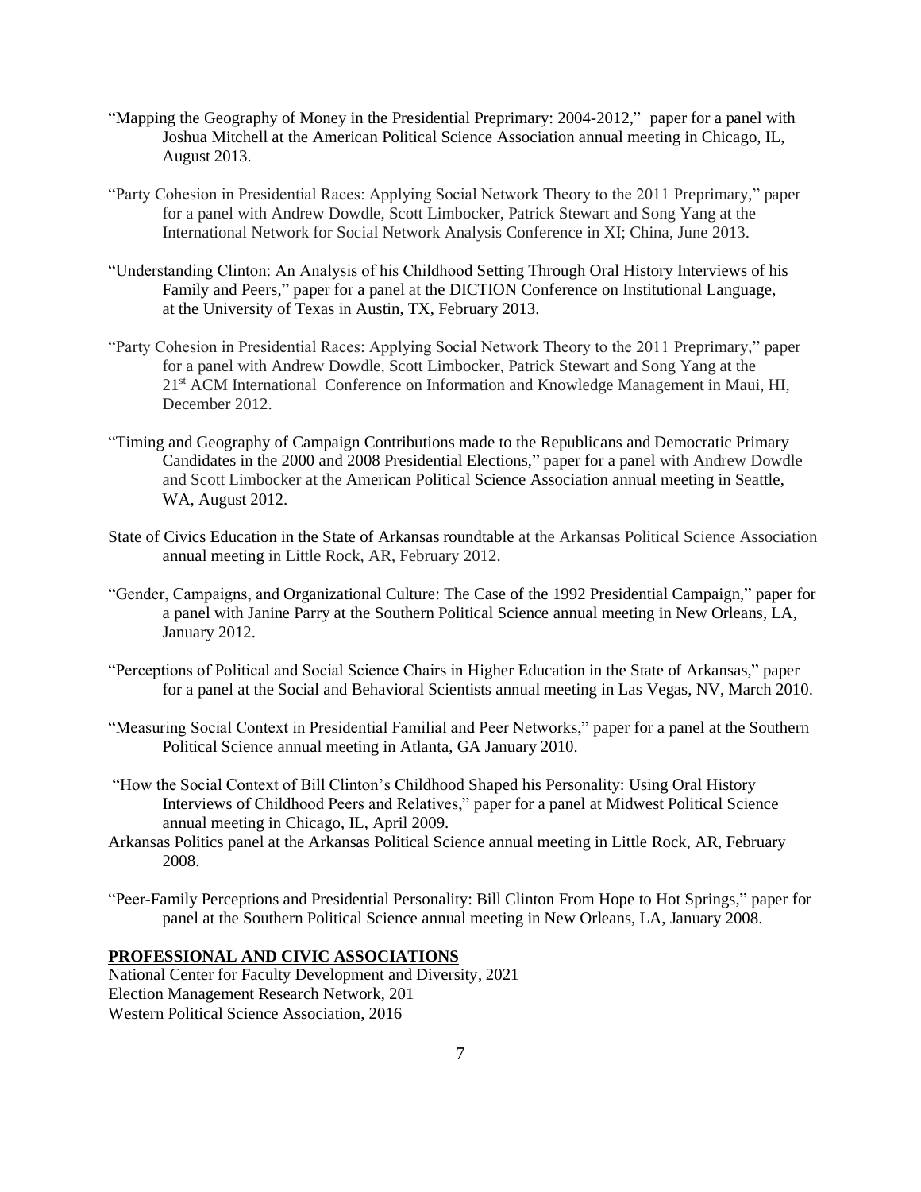"Mapping the Geography of Money in the Presidential Preprimary: 2004-2012," paper for a panel with Joshua Mitchell at the American Political Science Association annual meeting in Chicago, IL, August 2013.

"Party Cohesion in Presidential Races: Applying Social Network Theory to the 2011 Preprimary," paper for a panel with Andrew Dowdle, Scott Limbocker, Patrick Stewart and Song Yang at the International Network for Social Network Analysis Conference in XI; China, June 2013.

"Understanding Clinton: An Analysis of his Childhood Setting Through Oral History Interviews of his Family and Peers," paper for a panel at the DICTION Conference on Institutional Language, at the University of Texas in Austin, TX, February 2013.

"Party Cohesion in Presidential Races: Applying Social Network Theory to the 2011 Preprimary," paper for a panel with Andrew Dowdle, Scott Limbocker, Patrick Stewart and Song Yang at the 21st ACM International Conference on Information and Knowledge Management in Maui, HI, December 2012.

"Timing and Geography of Campaign Contributions made to the Republicans and Democratic Primary Candidates in the 2000 and 2008 Presidential Elections," paper for a panel with Andrew Dowdle and Scott Limbocker at the American Political Science Association annual meeting in Seattle, WA, August 2012.

State of Civics Education in the State of Arkansas roundtable at the Arkansas Political Science Association annual meeting in Little Rock, AR, February 2012.

"Gender, Campaigns, and Organizational Culture: The Case of the 1992 Presidential Campaign," paper for a panel with Janine Parry at the Southern Political Science annual meeting in New Orleans, LA, January 2012.

"Perceptions of Political and Social Science Chairs in Higher Education in the State of Arkansas," paper for a panel at the Social and Behavioral Scientists annual meeting in Las Vegas, NV, March 2010.

"Measuring Social Context in Presidential Familial and Peer Networks," paper for a panel at the Southern Political Science annual meeting in Atlanta, GA January 2010.

"How the Social Context of Bill Clinton's Childhood Shaped his Personality: Using Oral History Interviews of Childhood Peers and Relatives," paper for a panel at Midwest Political Science annual meeting in Chicago, IL, April 2009.

Arkansas Politics panel at the Arkansas Political Science annual meeting in Little Rock, AR, February 2008.

"Peer-Family Perceptions and Presidential Personality: Bill Clinton From Hope to Hot Springs," paper for panel at the Southern Political Science annual meeting in New Orleans, LA, January 2008.

## PROFESSIONAL AND CIVIC ASSOCIATIONS

National Center for Faculty Development and Diversity, 2021
Election Management Research Network, 201
Western Political Science Association, 2016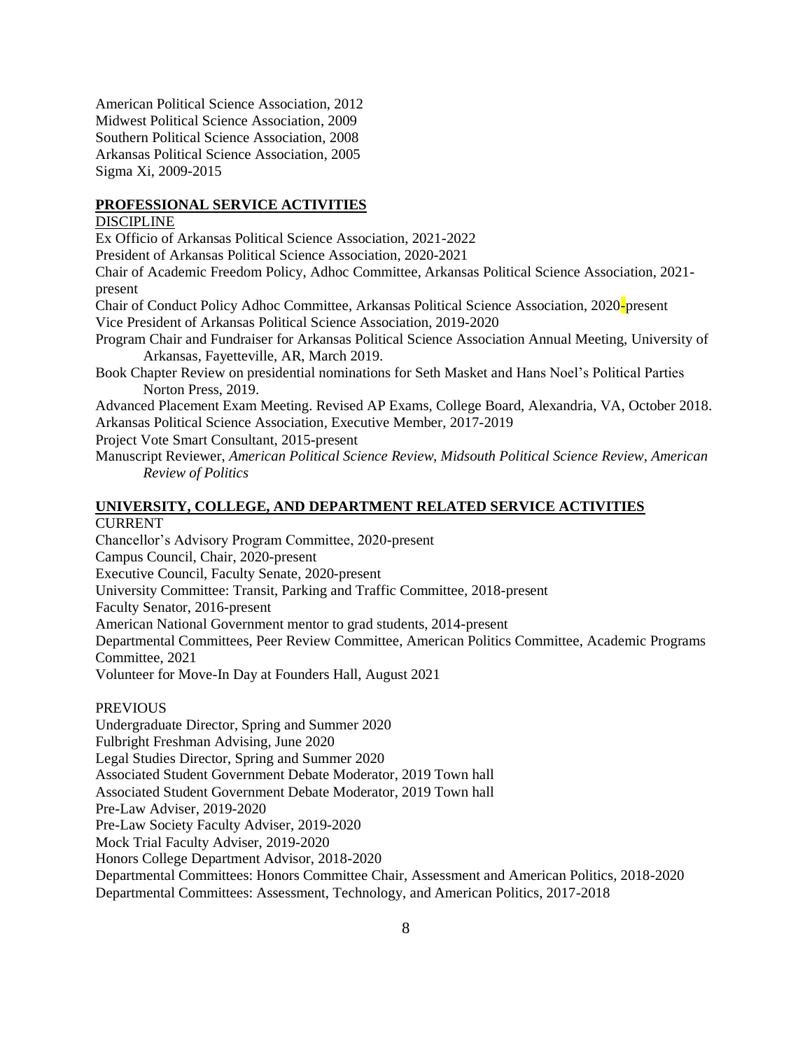American Political Science Association, 2012
Midwest Political Science Association, 2009
Southern Political Science Association, 2008
Arkansas Political Science Association, 2005
Sigma Xi, 2009-2015

## PROFESSIONAL SERVICE ACTIVITIES

DISCIPLINE

Ex Officio of Arkansas Political Science Association, 2021-2022
President of Arkansas Political Science Association, 2020-2021
Chair of Academic Freedom Policy, Adhoc Committee, Arkansas Political Science Association, 2021-present
Chair of Conduct Policy Adhoc Committee, Arkansas Political Science Association, 2020-present
Vice President of Arkansas Political Science Association, 2019-2020
Program Chair and Fundraiser for Arkansas Political Science Association Annual Meeting, University of Arkansas, Fayetteville, AR, March 2019.
Book Chapter Review on presidential nominations for Seth Masket and Hans Noel's Political Parties Norton Press, 2019.
Advanced Placement Exam Meeting. Revised AP Exams, College Board, Alexandria, VA, October 2018.
Arkansas Political Science Association, Executive Member, 2017-2019
Project Vote Smart Consultant, 2015-present
Manuscript Reviewer, *American Political Science Review, Midsouth Political Science Review, American Review of Politics*

## UNIVERSITY, COLLEGE, AND DEPARTMENT RELATED SERVICE ACTIVITIES

CURRENT

Chancellor's Advisory Program Committee, 2020-present
Campus Council, Chair, 2020-present
Executive Council, Faculty Senate, 2020-present
University Committee: Transit, Parking and Traffic Committee, 2018-present
Faculty Senator, 2016-present
American National Government mentor to grad students, 2014-present
Departmental Committees, Peer Review Committee, American Politics Committee, Academic Programs Committee, 2021
Volunteer for Move-In Day at Founders Hall, August 2021

PREVIOUS

Undergraduate Director, Spring and Summer 2020
Fulbright Freshman Advising, June 2020
Legal Studies Director, Spring and Summer 2020
Associated Student Government Debate Moderator, 2019 Town hall
Associated Student Government Debate Moderator, 2019 Town hall
Pre-Law Adviser, 2019-2020
Pre-Law Society Faculty Adviser, 2019-2020
Mock Trial Faculty Adviser, 2019-2020
Honors College Department Advisor, 2018-2020
Departmental Committees: Honors Committee Chair, Assessment and American Politics, 2018-2020
Departmental Committees: Assessment, Technology, and American Politics, 2017-2018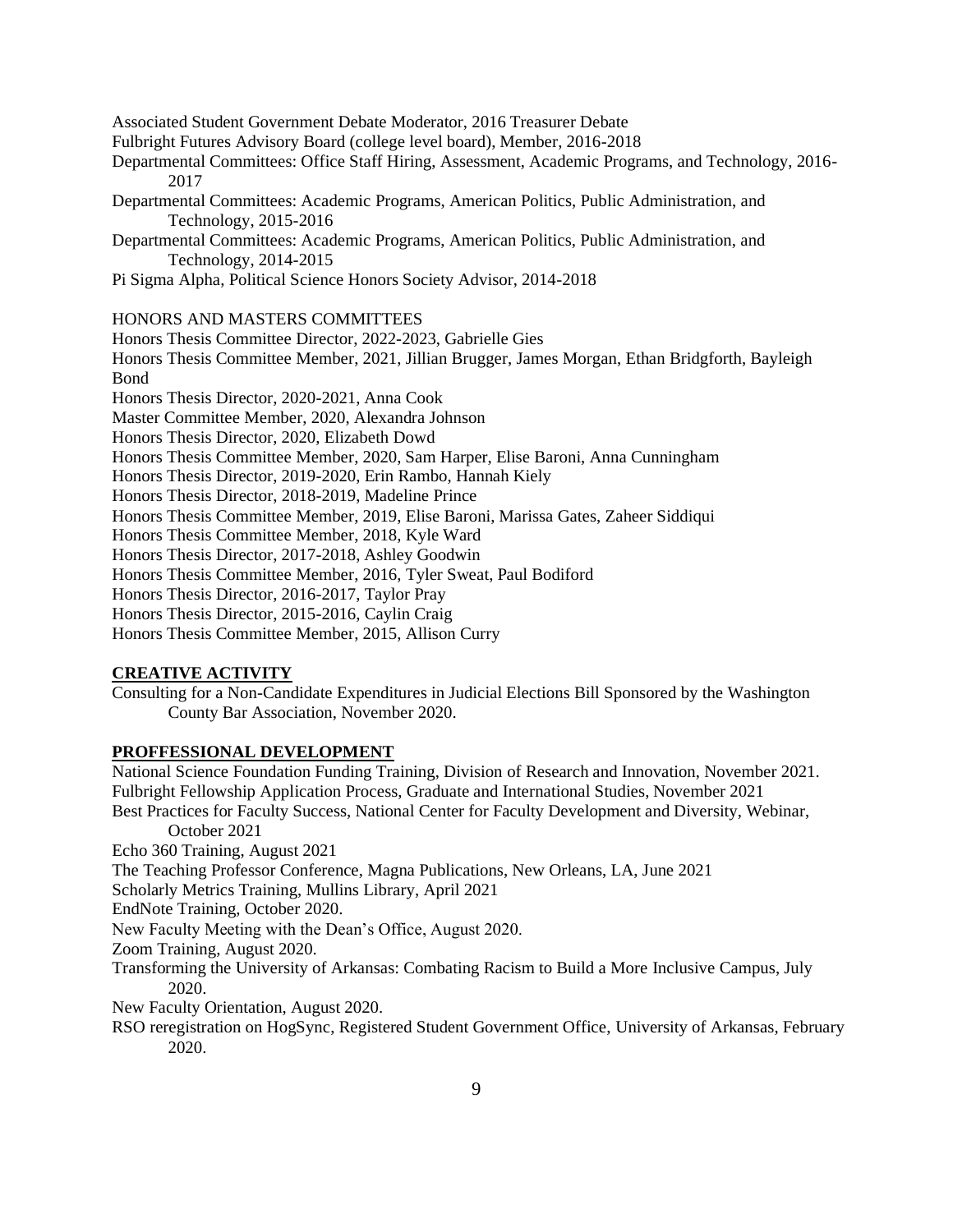Associated Student Government Debate Moderator, 2016 Treasurer Debate

Fulbright Futures Advisory Board (college level board), Member, 2016-2018

Departmental Committees: Office Staff Hiring, Assessment, Academic Programs, and Technology, 2016-2017

Departmental Committees: Academic Programs, American Politics, Public Administration, and Technology, 2015-2016

Departmental Committees: Academic Programs, American Politics, Public Administration, and Technology, 2014-2015

Pi Sigma Alpha, Political Science Honors Society Advisor, 2014-2018

HONORS AND MASTERS COMMITTEES

Honors Thesis Committee Director, 2022-2023, Gabrielle Gies

Honors Thesis Committee Member, 2021, Jillian Brugger, James Morgan, Ethan Bridgforth, Bayleigh Bond

Honors Thesis Director, 2020-2021, Anna Cook

Master Committee Member, 2020, Alexandra Johnson

Honors Thesis Director, 2020, Elizabeth Dowd

Honors Thesis Committee Member, 2020, Sam Harper, Elise Baroni, Anna Cunningham

Honors Thesis Director, 2019-2020, Erin Rambo, Hannah Kiely

Honors Thesis Director, 2018-2019, Madeline Prince

Honors Thesis Committee Member, 2019, Elise Baroni, Marissa Gates, Zaheer Siddiqui

Honors Thesis Committee Member, 2018, Kyle Ward

Honors Thesis Director, 2017-2018, Ashley Goodwin

Honors Thesis Committee Member, 2016, Tyler Sweat, Paul Bodiford

Honors Thesis Director, 2016-2017, Taylor Pray

Honors Thesis Director, 2015-2016, Caylin Craig

Honors Thesis Committee Member, 2015, Allison Curry

## CREATIVE ACTIVITY

Consulting for a Non-Candidate Expenditures in Judicial Elections Bill Sponsored by the Washington County Bar Association, November 2020.

## PROFFESSIONAL DEVELOPMENT

National Science Foundation Funding Training, Division of Research and Innovation, November 2021.

Fulbright Fellowship Application Process, Graduate and International Studies, November 2021

Best Practices for Faculty Success, National Center for Faculty Development and Diversity, Webinar, October 2021

Echo 360 Training, August 2021

The Teaching Professor Conference, Magna Publications, New Orleans, LA, June 2021

Scholarly Metrics Training, Mullins Library, April 2021

EndNote Training, October 2020.

New Faculty Meeting with the Dean's Office, August 2020.

Zoom Training, August 2020.

Transforming the University of Arkansas: Combating Racism to Build a More Inclusive Campus, July 2020.

New Faculty Orientation, August 2020.

RSO reregistration on HogSync, Registered Student Government Office, University of Arkansas, February 2020.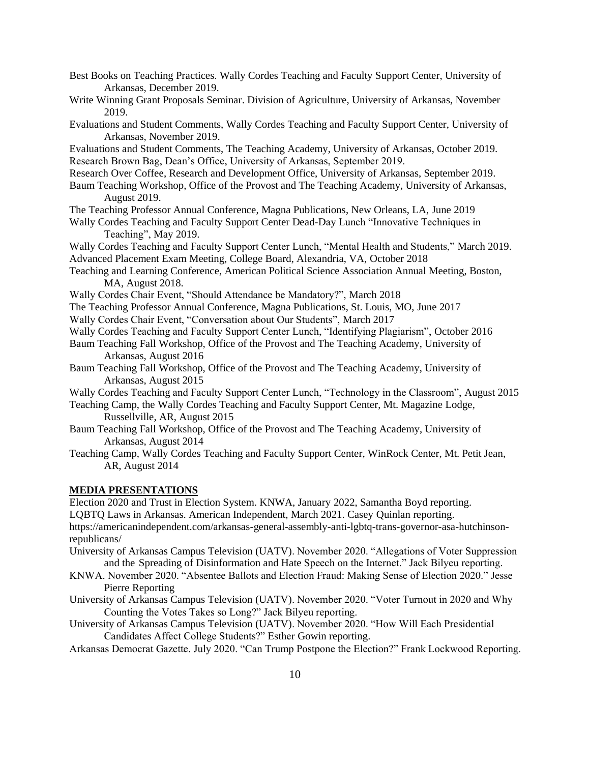Best Books on Teaching Practices. Wally Cordes Teaching and Faculty Support Center, University of Arkansas, December 2019.

Write Winning Grant Proposals Seminar. Division of Agriculture, University of Arkansas, November 2019.

Evaluations and Student Comments, Wally Cordes Teaching and Faculty Support Center, University of Arkansas, November 2019.

Evaluations and Student Comments, The Teaching Academy, University of Arkansas, October 2019.

Research Brown Bag, Dean's Office, University of Arkansas, September 2019.

Research Over Coffee, Research and Development Office, University of Arkansas, September 2019.

Baum Teaching Workshop, Office of the Provost and The Teaching Academy, University of Arkansas, August 2019.

The Teaching Professor Annual Conference, Magna Publications, New Orleans, LA, June 2019

Wally Cordes Teaching and Faculty Support Center Dead-Day Lunch "Innovative Techniques in Teaching", May 2019.

Wally Cordes Teaching and Faculty Support Center Lunch, "Mental Health and Students," March 2019.

Advanced Placement Exam Meeting, College Board, Alexandria, VA, October 2018

Teaching and Learning Conference, American Political Science Association Annual Meeting, Boston, MA, August 2018.

Wally Cordes Chair Event, "Should Attendance be Mandatory?", March 2018

The Teaching Professor Annual Conference, Magna Publications, St. Louis, MO, June 2017

Wally Cordes Chair Event, "Conversation about Our Students", March 2017

Wally Cordes Teaching and Faculty Support Center Lunch, "Identifying Plagiarism", October 2016

Baum Teaching Fall Workshop, Office of the Provost and The Teaching Academy, University of Arkansas, August 2016

Baum Teaching Fall Workshop, Office of the Provost and The Teaching Academy, University of Arkansas, August 2015

Wally Cordes Teaching and Faculty Support Center Lunch, "Technology in the Classroom", August 2015

Teaching Camp, the Wally Cordes Teaching and Faculty Support Center, Mt. Magazine Lodge, Russellville, AR, August 2015

Baum Teaching Fall Workshop, Office of the Provost and The Teaching Academy, University of Arkansas, August 2014

Teaching Camp, Wally Cordes Teaching and Faculty Support Center, WinRock Center, Mt. Petit Jean, AR, August 2014

## MEDIA PRESENTATIONS

Election 2020 and Trust in Election System. KNWA, January 2022, Samantha Boyd reporting.

LQBTQ Laws in Arkansas. American Independent, March 2021. Casey Quinlan reporting. https://americanindependent.com/arkansas-general-assembly-anti-lgbtq-trans-governor-asa-hutchinson-republicans/

University of Arkansas Campus Television (UATV). November 2020. "Allegations of Voter Suppression and the Spreading of Disinformation and Hate Speech on the Internet." Jack Bilyeu reporting.

KNWA. November 2020. "Absentee Ballots and Election Fraud: Making Sense of Election 2020." Jesse Pierre Reporting

University of Arkansas Campus Television (UATV). November 2020. "Voter Turnout in 2020 and Why Counting the Votes Takes so Long?" Jack Bilyeu reporting.

University of Arkansas Campus Television (UATV). November 2020. "How Will Each Presidential Candidates Affect College Students?" Esther Gowin reporting.

Arkansas Democrat Gazette. July 2020. "Can Trump Postpone the Election?" Frank Lockwood Reporting.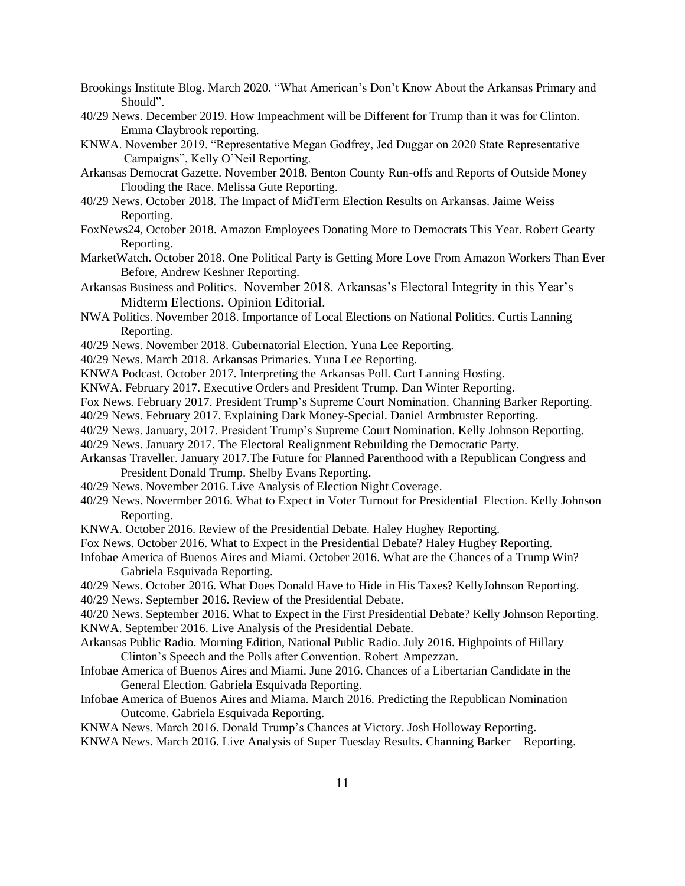Brookings Institute Blog. March 2020. "What American's Don't Know About the Arkansas Primary and Should".

40/29 News. December 2019. How Impeachment will be Different for Trump than it was for Clinton. Emma Claybrook reporting.

KNWA. November 2019. "Representative Megan Godfrey, Jed Duggar on 2020 State Representative Campaigns", Kelly O'Neil Reporting.

Arkansas Democrat Gazette. November 2018. Benton County Run-offs and Reports of Outside Money Flooding the Race. Melissa Gute Reporting.

40/29 News. October 2018. The Impact of MidTerm Election Results on Arkansas. Jaime Weiss Reporting.

FoxNews24, October 2018. Amazon Employees Donating More to Democrats This Year. Robert Gearty Reporting.

MarketWatch. October 2018. One Political Party is Getting More Love From Amazon Workers Than Ever Before, Andrew Keshner Reporting.

Arkansas Business and Politics. November 2018. Arkansas's Electoral Integrity in this Year's Midterm Elections. Opinion Editorial.

NWA Politics. November 2018. Importance of Local Elections on National Politics. Curtis Lanning Reporting.

40/29 News. November 2018. Gubernatorial Election. Yuna Lee Reporting.

40/29 News. March 2018. Arkansas Primaries. Yuna Lee Reporting.

KNWA Podcast. October 2017. Interpreting the Arkansas Poll. Curt Lanning Hosting.

KNWA. February 2017. Executive Orders and President Trump. Dan Winter Reporting.

Fox News. February 2017. President Trump's Supreme Court Nomination. Channing Barker Reporting.

40/29 News. February 2017. Explaining Dark Money-Special. Daniel Armbruster Reporting.

40/29 News. January, 2017. President Trump's Supreme Court Nomination. Kelly Johnson Reporting.

40/29 News. January 2017. The Electoral Realignment Rebuilding the Democratic Party.

Arkansas Traveller. January 2017.The Future for Planned Parenthood with a Republican Congress and President Donald Trump. Shelby Evans Reporting.

40/29 News. November 2016. Live Analysis of Election Night Coverage.

40/29 News. Novermber 2016. What to Expect in Voter Turnout for Presidential Election. Kelly Johnson Reporting.

KNWA. October 2016. Review of the Presidential Debate. Haley Hughey Reporting.

Fox News. October 2016. What to Expect in the Presidential Debate? Haley Hughey Reporting.

Infobae America of Buenos Aires and Miami. October 2016. What are the Chances of a Trump Win? Gabriela Esquivada Reporting.

40/29 News. October 2016. What Does Donald Have to Hide in His Taxes? KellyJohnson Reporting.

40/29 News. September 2016. Review of the Presidential Debate.

40/20 News. September 2016. What to Expect in the First Presidential Debate? Kelly Johnson Reporting.

KNWA. September 2016. Live Analysis of the Presidential Debate.

Arkansas Public Radio. Morning Edition, National Public Radio. July 2016. Highpoints of Hillary Clinton's Speech and the Polls after Convention. Robert Ampezzan.

Infobae America of Buenos Aires and Miami. June 2016. Chances of a Libertarian Candidate in the General Election. Gabriela Esquivada Reporting.

Infobae America of Buenos Aires and Miama. March 2016. Predicting the Republican Nomination Outcome. Gabriela Esquivada Reporting.

KNWA News. March 2016. Donald Trump's Chances at Victory. Josh Holloway Reporting.

KNWA News. March 2016. Live Analysis of Super Tuesday Results. Channing Barker Reporting.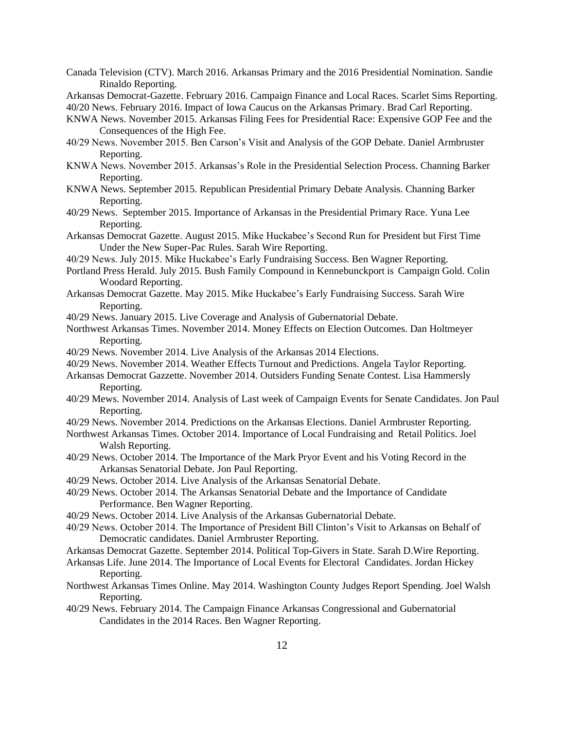Canada Television (CTV). March 2016. Arkansas Primary and the 2016 Presidential Nomination. Sandie Rinaldo Reporting.

Arkansas Democrat-Gazette. February 2016. Campaign Finance and Local Races. Scarlet Sims Reporting.

40/20 News. February 2016. Impact of Iowa Caucus on the Arkansas Primary. Brad Carl Reporting.

KNWA News. November 2015. Arkansas Filing Fees for Presidential Race: Expensive GOP Fee and the Consequences of the High Fee.

40/29 News. November 2015. Ben Carson's Visit and Analysis of the GOP Debate. Daniel Armbruster Reporting.

KNWA News. November 2015. Arkansas's Role in the Presidential Selection Process. Channing Barker Reporting.

KNWA News. September 2015. Republican Presidential Primary Debate Analysis. Channing Barker Reporting.

40/29 News. September 2015. Importance of Arkansas in the Presidential Primary Race. Yuna Lee Reporting.

Arkansas Democrat Gazette. August 2015. Mike Huckabee's Second Run for President but First Time Under the New Super-Pac Rules. Sarah Wire Reporting.

40/29 News. July 2015. Mike Huckabee's Early Fundraising Success. Ben Wagner Reporting.

Portland Press Herald. July 2015. Bush Family Compound in Kennebunckport is Campaign Gold. Colin Woodard Reporting.

Arkansas Democrat Gazette. May 2015. Mike Huckabee's Early Fundraising Success. Sarah Wire Reporting.

40/29 News. January 2015. Live Coverage and Analysis of Gubernatorial Debate.

Northwest Arkansas Times. November 2014. Money Effects on Election Outcomes. Dan Holtmeyer Reporting.

40/29 News. November 2014. Live Analysis of the Arkansas 2014 Elections.

40/29 News. November 2014. Weather Effects Turnout and Predictions. Angela Taylor Reporting.

Arkansas Democrat Gazzette. November 2014. Outsiders Funding Senate Contest. Lisa Hammersly Reporting.

40/29 Mews. November 2014. Analysis of Last week of Campaign Events for Senate Candidates. Jon Paul Reporting.

40/29 News. November 2014. Predictions on the Arkansas Elections. Daniel Armbruster Reporting.

Northwest Arkansas Times. October 2014. Importance of Local Fundraising and Retail Politics. Joel Walsh Reporting.

40/29 News. October 2014. The Importance of the Mark Pryor Event and his Voting Record in the Arkansas Senatorial Debate. Jon Paul Reporting.

40/29 News. October 2014. Live Analysis of the Arkansas Senatorial Debate.

40/29 News. October 2014. The Arkansas Senatorial Debate and the Importance of Candidate Performance. Ben Wagner Reporting.

40/29 News. October 2014. Live Analysis of the Arkansas Gubernatorial Debate.

40/29 News. October 2014. The Importance of President Bill Clinton's Visit to Arkansas on Behalf of Democratic candidates. Daniel Armbruster Reporting.

Arkansas Democrat Gazette. September 2014. Political Top-Givers in State. Sarah D.Wire Reporting.

Arkansas Life. June 2014. The Importance of Local Events for Electoral Candidates. Jordan Hickey Reporting.

Northwest Arkansas Times Online. May 2014. Washington County Judges Report Spending. Joel Walsh Reporting.

40/29 News. February 2014. The Campaign Finance Arkansas Congressional and Gubernatorial Candidates in the 2014 Races. Ben Wagner Reporting.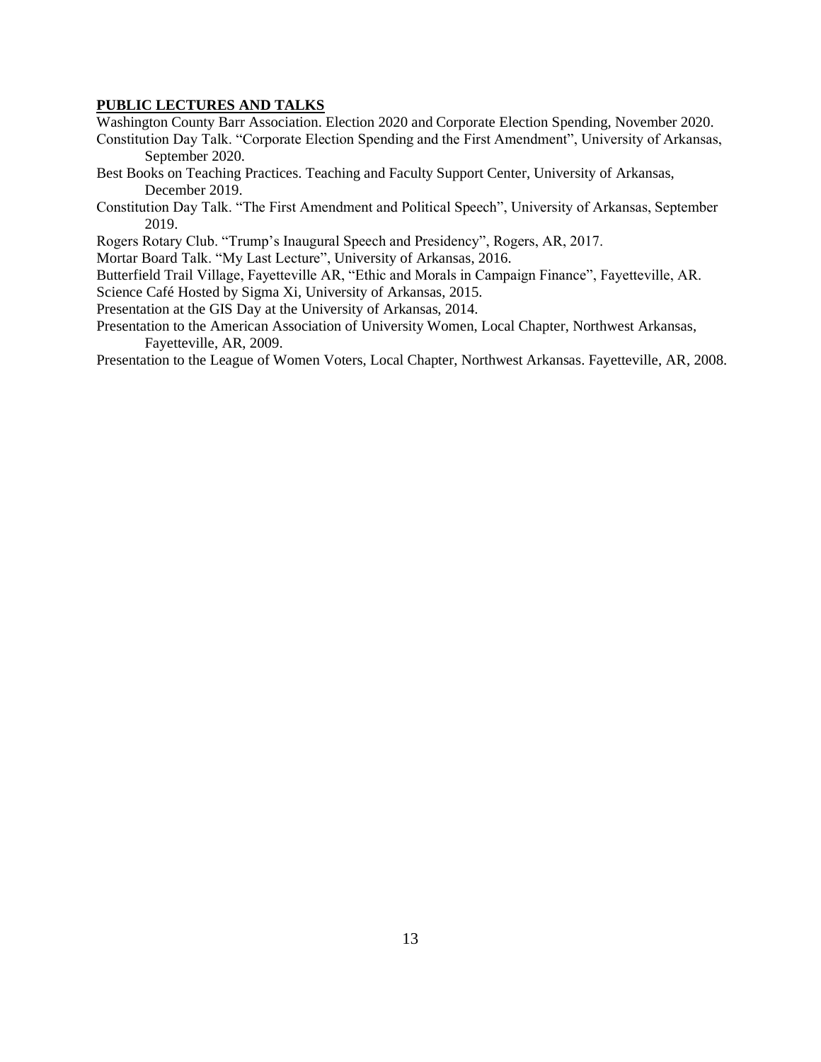**PUBLIC LECTURES AND TALKS**

Washington County Barr Association. Election 2020 and Corporate Election Spending, November 2020.

Constitution Day Talk. "Corporate Election Spending and the First Amendment", University of Arkansas, September 2020.

Best Books on Teaching Practices. Teaching and Faculty Support Center, University of Arkansas, December 2019.

Constitution Day Talk. "The First Amendment and Political Speech", University of Arkansas, September 2019.

Rogers Rotary Club. "Trump's Inaugural Speech and Presidency", Rogers, AR, 2017.

Mortar Board Talk. "My Last Lecture", University of Arkansas, 2016.

Butterfield Trail Village, Fayetteville AR, "Ethic and Morals in Campaign Finance", Fayetteville, AR.

Science Café Hosted by Sigma Xi, University of Arkansas, 2015.

Presentation at the GIS Day at the University of Arkansas, 2014.

Presentation to the American Association of University Women, Local Chapter, Northwest Arkansas, Fayetteville, AR, 2009.

Presentation to the League of Women Voters, Local Chapter, Northwest Arkansas. Fayetteville, AR, 2008.